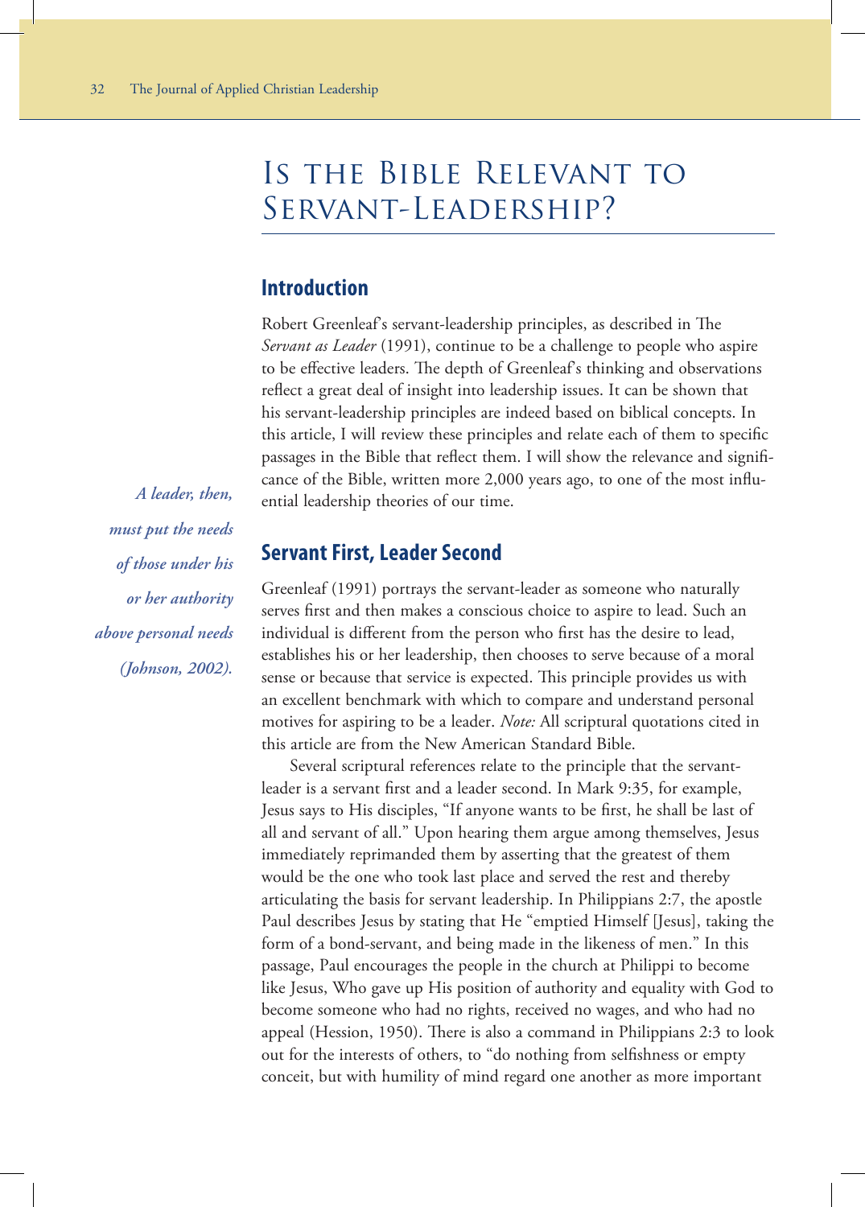# Is the Bible Relevant to Servant-Leadership?

## Introduction

Robert Greenleaf's servant-leadership principles, as described in The *Servant as Leader* (1991), continue to be a challenge to people who aspire to be effective leaders. The depth of Greenleaf's thinking and observations reflect a great deal of insight into leadership issues. It can be shown that his servant-leadership principles are indeed based on biblical concepts. In this article, I will review these principles and relate each of them to specific passages in the Bible that reflect them. I will show the relevance and significance of the Bible, written more 2,000 years ago, to one of the most influential leadership theories of our time.

*A leader, then, must put the needs of those under his or her authority above personal needs (Johnson, 2002).*

## Servant First, Leader Second

Greenleaf (1991) portrays the servant-leader as someone who naturally serves first and then makes a conscious choice to aspire to lead. Such an individual is different from the person who first has the desire to lead, establishes his or her leadership, then chooses to serve because of a moral sense or because that service is expected. This principle provides us with an excellent benchmark with which to compare and understand personal motives for aspiring to be a leader. *Note:* All scriptural quotations cited in this article are from the New American Standard Bible.

Several scriptural references relate to the principle that the servant-leader is a servant first and a leader second. In Mark 9:35, for example, Jesus says to His disciples, "If anyone wants to be first, he shall be last of all and servant of all." Upon hearing them argue among themselves, Jesus immediately reprimanded them by asserting that the greatest of them would be the one who took last place and served the rest and thereby articulating the basis for servant leadership. In Philippians 2:7, the apostle Paul describes Jesus by stating that He "emptied Himself [Jesus], taking the form of a bond-servant, and being made in the likeness of men." In this passage, Paul encourages the people in the church at Philippi to become like Jesus, Who gave up His position of authority and equality with God to become someone who had no rights, received no wages, and who had no appeal (Hession, 1950). There is also a command in Philippians 2:3 to look out for the interests of others, to "do nothing from selfishness or empty conceit, but with humility of mind regard one another as more important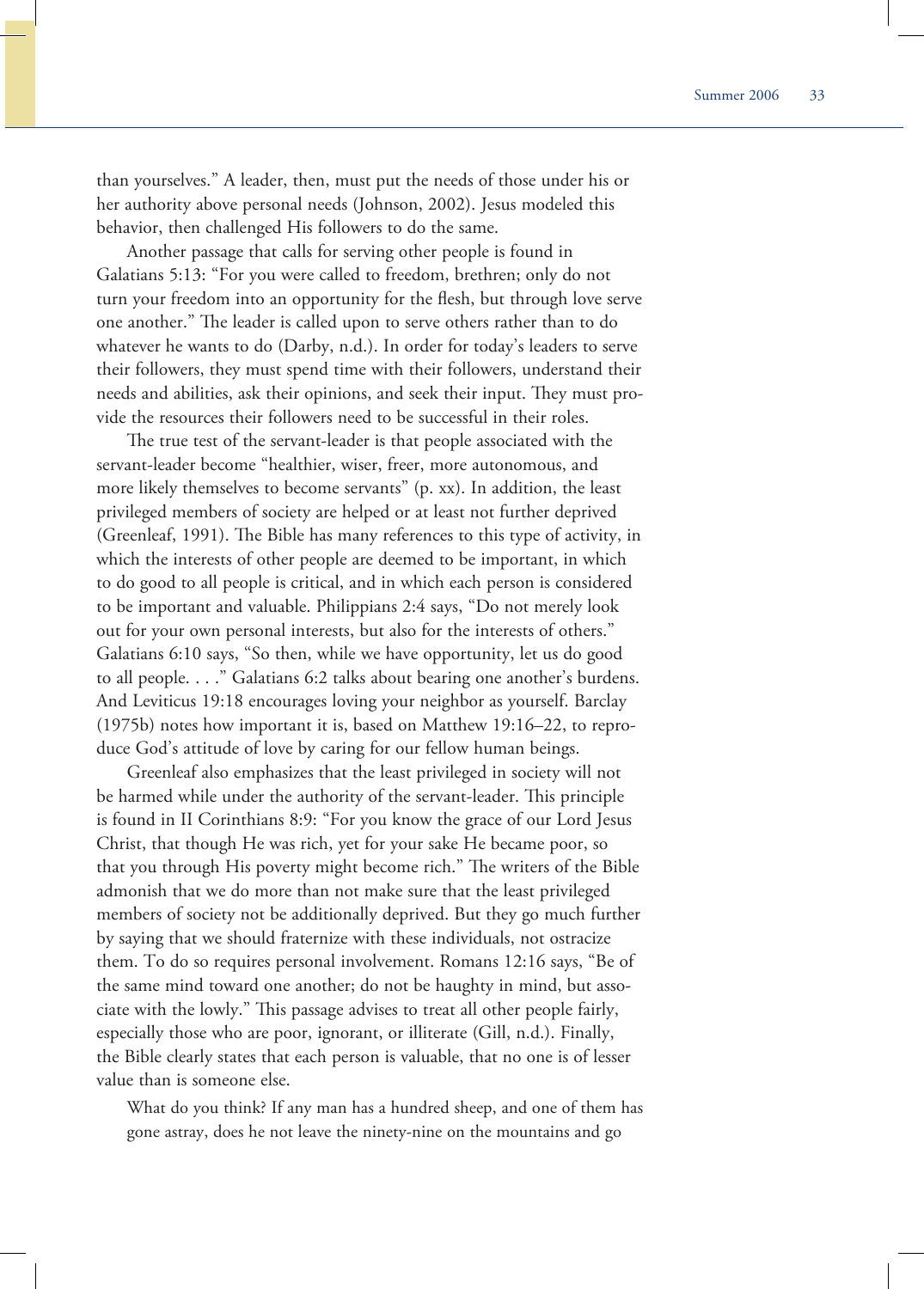than yourselves." A leader, then, must put the needs of those under his or her authority above personal needs (Johnson, 2002). Jesus modeled this behavior, then challenged His followers to do the same.

Another passage that calls for serving other people is found in Galatians 5:13: "For you were called to freedom, brethren; only do not turn your freedom into an opportunity for the flesh, but through love serve one another." The leader is called upon to serve others rather than to do whatever he wants to do (Darby, n.d.). In order for today's leaders to serve their followers, they must spend time with their followers, understand their needs and abilities, ask their opinions, and seek their input. They must provide the resources their followers need to be successful in their roles.

The true test of the servant-leader is that people associated with the servant-leader become "healthier, wiser, freer, more autonomous, and more likely themselves to become servants" (p. xx). In addition, the least privileged members of society are helped or at least not further deprived (Greenleaf, 1991). The Bible has many references to this type of activity, in which the interests of other people are deemed to be important, in which to do good to all people is critical, and in which each person is considered to be important and valuable. Philippians 2:4 says, "Do not merely look out for your own personal interests, but also for the interests of others." Galatians 6:10 says, "So then, while we have opportunity, let us do good to all people. . . ." Galatians 6:2 talks about bearing one another's burdens. And Leviticus 19:18 encourages loving your neighbor as yourself. Barclay (1975b) notes how important it is, based on Matthew 19:16–22, to reproduce God's attitude of love by caring for our fellow human beings.

Greenleaf also emphasizes that the least privileged in society will not be harmed while under the authority of the servant-leader. This principle is found in II Corinthians 8:9: "For you know the grace of our Lord Jesus Christ, that though He was rich, yet for your sake He became poor, so that you through His poverty might become rich." The writers of the Bible admonish that we do more than not make sure that the least privileged members of society not be additionally deprived. But they go much further by saying that we should fraternize with these individuals, not ostracize them. To do so requires personal involvement. Romans 12:16 says, "Be of the same mind toward one another; do not be haughty in mind, but associate with the lowly." This passage advises to treat all other people fairly, especially those who are poor, ignorant, or illiterate (Gill, n.d.). Finally, the Bible clearly states that each person is valuable, that no one is of lesser value than is someone else.

> What do you think? If any man has a hundred sheep, and one of them has gone astray, does he not leave the ninety-nine on the mountains and go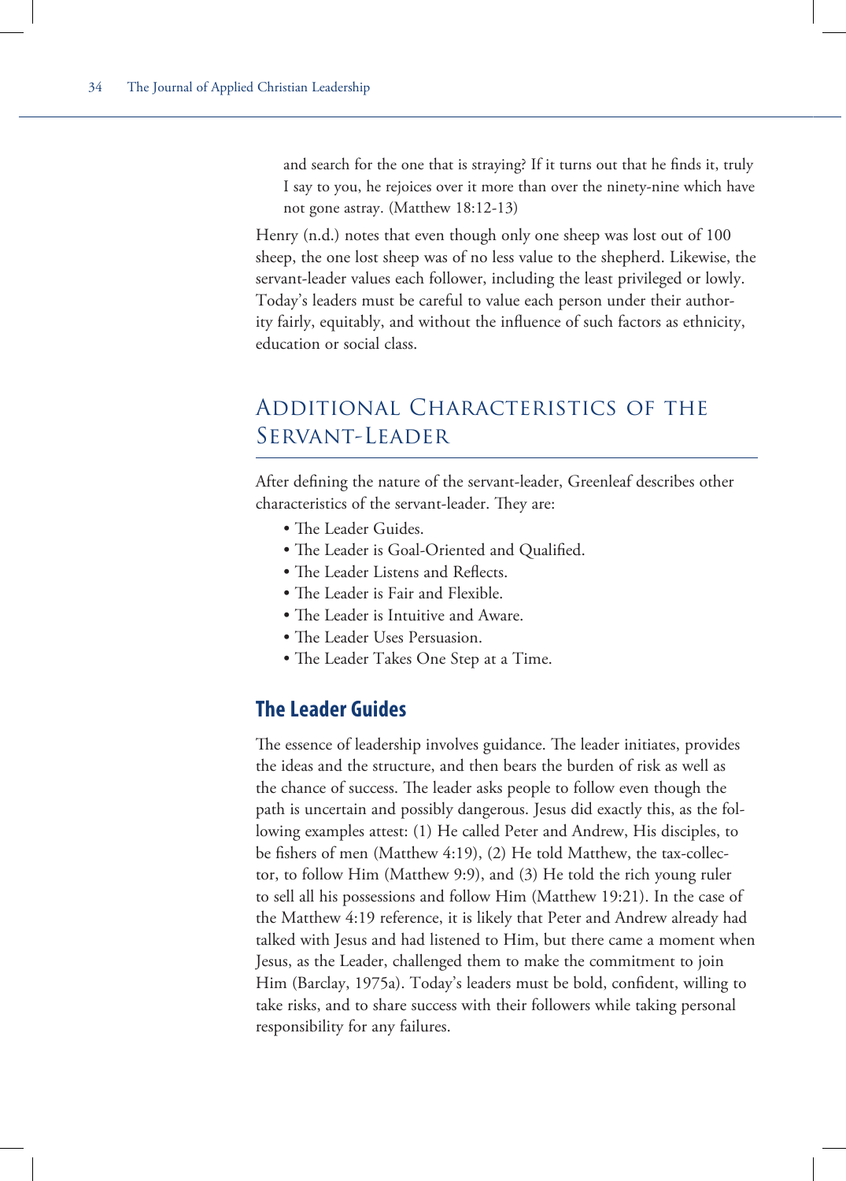> and search for the one that is straying? If it turns out that he finds it, truly I say to you, he rejoices over it more than over the ninety-nine which have not gone astray. (Matthew 18:12-13)

Henry (n.d.) notes that even though only one sheep was lost out of 100 sheep, the one lost sheep was of no less value to the shepherd. Likewise, the servant-leader values each follower, including the least privileged or lowly. Today's leaders must be careful to value each person under their authority fairly, equitably, and without the influence of such factors as ethnicity, education or social class.

## Additional Characteristics of the Servant-Leader

After defining the nature of the servant-leader, Greenleaf describes other characteristics of the servant-leader. They are:

- The Leader Guides.
- The Leader is Goal-Oriented and Qualified.
- The Leader Listens and Reflects.
- The Leader is Fair and Flexible.
- The Leader is Intuitive and Aware.
- The Leader Uses Persuasion.
- The Leader Takes One Step at a Time.

### The Leader Guides

The essence of leadership involves guidance. The leader initiates, provides the ideas and the structure, and then bears the burden of risk as well as the chance of success. The leader asks people to follow even though the path is uncertain and possibly dangerous. Jesus did exactly this, as the following examples attest: (1) He called Peter and Andrew, His disciples, to be fishers of men (Matthew 4:19), (2) He told Matthew, the tax-collector, to follow Him (Matthew 9:9), and (3) He told the rich young ruler to sell all his possessions and follow Him (Matthew 19:21). In the case of the Matthew 4:19 reference, it is likely that Peter and Andrew already had talked with Jesus and had listened to Him, but there came a moment when Jesus, as the Leader, challenged them to make the commitment to join Him (Barclay, 1975a). Today's leaders must be bold, confident, willing to take risks, and to share success with their followers while taking personal responsibility for any failures.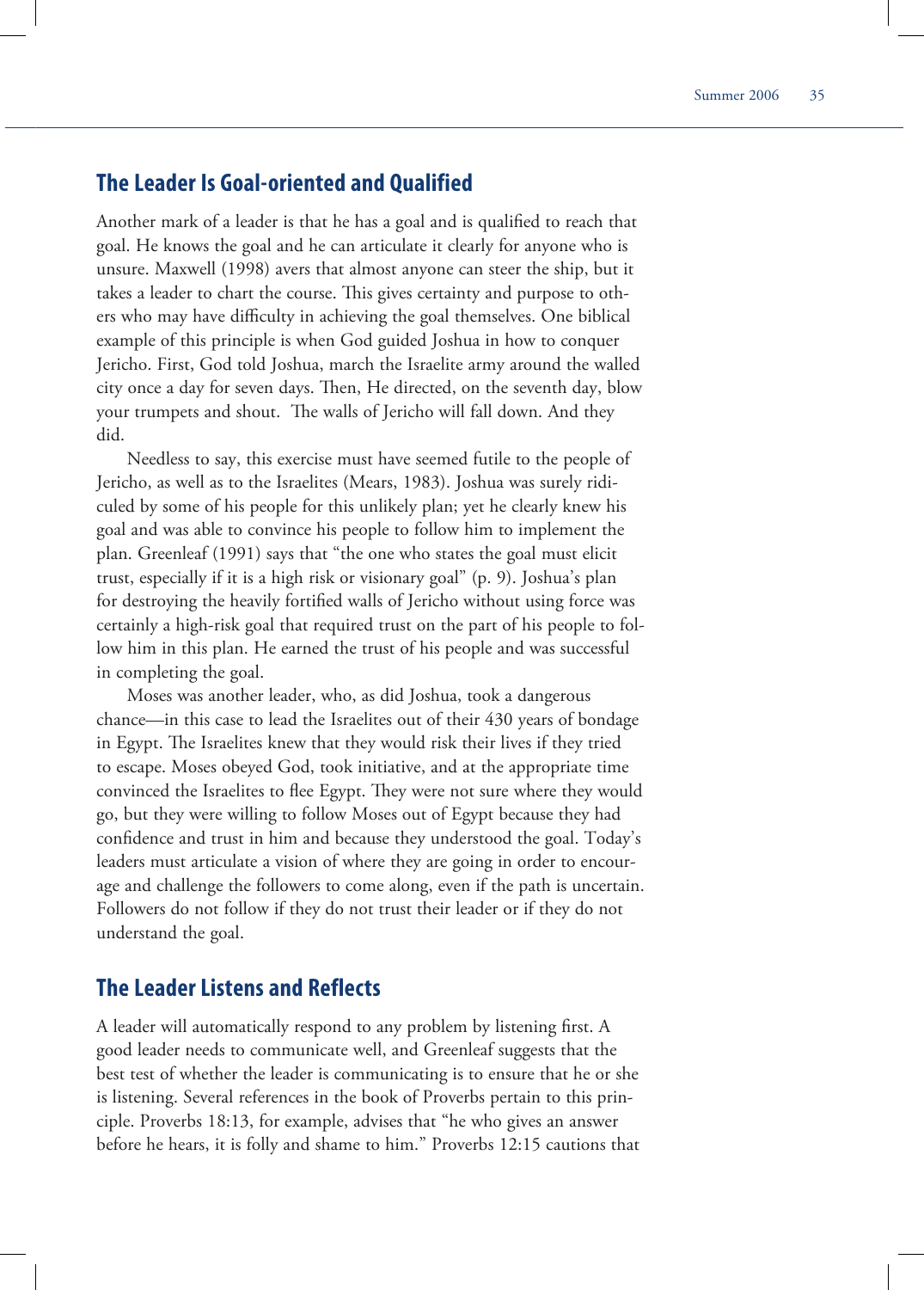## The Leader Is Goal-oriented and Qualified

Another mark of a leader is that he has a goal and is qualified to reach that goal. He knows the goal and he can articulate it clearly for anyone who is unsure. Maxwell (1998) avers that almost anyone can steer the ship, but it takes a leader to chart the course. This gives certainty and purpose to others who may have difficulty in achieving the goal themselves. One biblical example of this principle is when God guided Joshua in how to conquer Jericho. First, God told Joshua, march the Israelite army around the walled city once a day for seven days. Then, He directed, on the seventh day, blow your trumpets and shout. The walls of Jericho will fall down. And they did.

Needless to say, this exercise must have seemed futile to the people of Jericho, as well as to the Israelites (Mears, 1983). Joshua was surely ridiculed by some of his people for this unlikely plan; yet he clearly knew his goal and was able to convince his people to follow him to implement the plan. Greenleaf (1991) says that "the one who states the goal must elicit trust, especially if it is a high risk or visionary goal" (p. 9). Joshua's plan for destroying the heavily fortified walls of Jericho without using force was certainly a high-risk goal that required trust on the part of his people to follow him in this plan. He earned the trust of his people and was successful in completing the goal.

Moses was another leader, who, as did Joshua, took a dangerous chance—in this case to lead the Israelites out of their 430 years of bondage in Egypt. The Israelites knew that they would risk their lives if they tried to escape. Moses obeyed God, took initiative, and at the appropriate time convinced the Israelites to flee Egypt. They were not sure where they would go, but they were willing to follow Moses out of Egypt because they had confidence and trust in him and because they understood the goal. Today's leaders must articulate a vision of where they are going in order to encourage and challenge the followers to come along, even if the path is uncertain. Followers do not follow if they do not trust their leader or if they do not understand the goal.

## The Leader Listens and Reflects

A leader will automatically respond to any problem by listening first. A good leader needs to communicate well, and Greenleaf suggests that the best test of whether the leader is communicating is to ensure that he or she is listening. Several references in the book of Proverbs pertain to this principle. Proverbs 18:13, for example, advises that "he who gives an answer before he hears, it is folly and shame to him." Proverbs 12:15 cautions that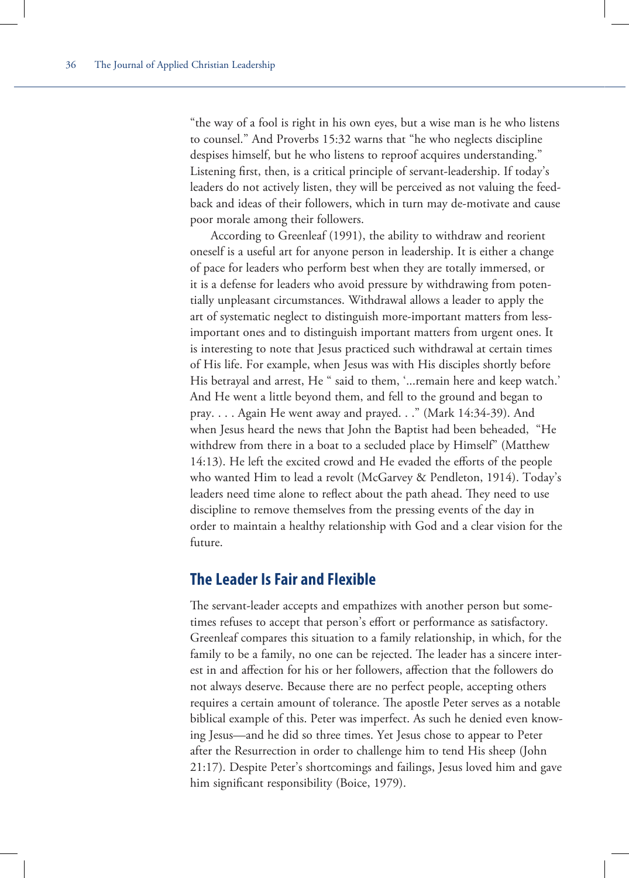"the way of a fool is right in his own eyes, but a wise man is he who listens to counsel." And Proverbs 15:32 warns that "he who neglects discipline despises himself, but he who listens to reproof acquires understanding." Listening first, then, is a critical principle of servant-leadership. If today's leaders do not actively listen, they will be perceived as not valuing the feedback and ideas of their followers, which in turn may de-motivate and cause poor morale among their followers.

According to Greenleaf (1991), the ability to withdraw and reorient oneself is a useful art for anyone person in leadership. It is either a change of pace for leaders who perform best when they are totally immersed, or it is a defense for leaders who avoid pressure by withdrawing from potentially unpleasant circumstances. Withdrawal allows a leader to apply the art of systematic neglect to distinguish more-important matters from less-important ones and to distinguish important matters from urgent ones. It is interesting to note that Jesus practiced such withdrawal at certain times of His life. For example, when Jesus was with His disciples shortly before His betrayal and arrest, He " said to them, '...remain here and keep watch.' And He went a little beyond them, and fell to the ground and began to pray. . . . Again He went away and prayed. . ." (Mark 14:34-39). And when Jesus heard the news that John the Baptist had been beheaded, "He withdrew from there in a boat to a secluded place by Himself" (Matthew 14:13). He left the excited crowd and He evaded the efforts of the people who wanted Him to lead a revolt (McGarvey & Pendleton, 1914). Today's leaders need time alone to reflect about the path ahead. They need to use discipline to remove themselves from the pressing events of the day in order to maintain a healthy relationship with God and a clear vision for the future.

## The Leader Is Fair and Flexible

The servant-leader accepts and empathizes with another person but sometimes refuses to accept that person's effort or performance as satisfactory. Greenleaf compares this situation to a family relationship, in which, for the family to be a family, no one can be rejected. The leader has a sincere interest in and affection for his or her followers, affection that the followers do not always deserve. Because there are no perfect people, accepting others requires a certain amount of tolerance. The apostle Peter serves as a notable biblical example of this. Peter was imperfect. As such he denied even knowing Jesus—and he did so three times. Yet Jesus chose to appear to Peter after the Resurrection in order to challenge him to tend His sheep (John 21:17). Despite Peter's shortcomings and failings, Jesus loved him and gave him significant responsibility (Boice, 1979).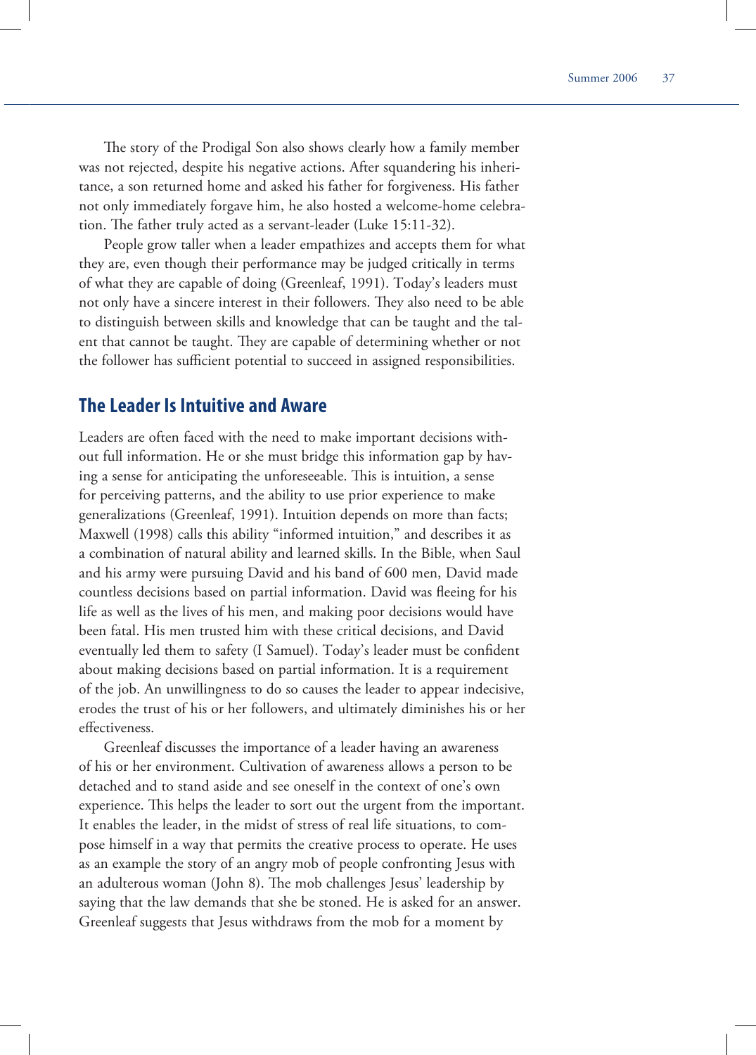The story of the Prodigal Son also shows clearly how a family member was not rejected, despite his negative actions. After squandering his inheritance, a son returned home and asked his father for forgiveness. His father not only immediately forgave him, he also hosted a welcome-home celebration. The father truly acted as a servant-leader (Luke 15:11-32).

People grow taller when a leader empathizes and accepts them for what they are, even though their performance may be judged critically in terms of what they are capable of doing (Greenleaf, 1991). Today's leaders must not only have a sincere interest in their followers. They also need to be able to distinguish between skills and knowledge that can be taught and the talent that cannot be taught. They are capable of determining whether or not the follower has sufficient potential to succeed in assigned responsibilities.

## The Leader Is Intuitive and Aware

Leaders are often faced with the need to make important decisions without full information. He or she must bridge this information gap by having a sense for anticipating the unforeseeable. This is intuition, a sense for perceiving patterns, and the ability to use prior experience to make generalizations (Greenleaf, 1991). Intuition depends on more than facts; Maxwell (1998) calls this ability "informed intuition," and describes it as a combination of natural ability and learned skills. In the Bible, when Saul and his army were pursuing David and his band of 600 men, David made countless decisions based on partial information. David was fleeing for his life as well as the lives of his men, and making poor decisions would have been fatal. His men trusted him with these critical decisions, and David eventually led them to safety (I Samuel). Today's leader must be confident about making decisions based on partial information. It is a requirement of the job. An unwillingness to do so causes the leader to appear indecisive, erodes the trust of his or her followers, and ultimately diminishes his or her effectiveness.

Greenleaf discusses the importance of a leader having an awareness of his or her environment. Cultivation of awareness allows a person to be detached and to stand aside and see oneself in the context of one's own experience. This helps the leader to sort out the urgent from the important. It enables the leader, in the midst of stress of real life situations, to compose himself in a way that permits the creative process to operate. He uses as an example the story of an angry mob of people confronting Jesus with an adulterous woman (John 8). The mob challenges Jesus' leadership by saying that the law demands that she be stoned. He is asked for an answer. Greenleaf suggests that Jesus withdraws from the mob for a moment by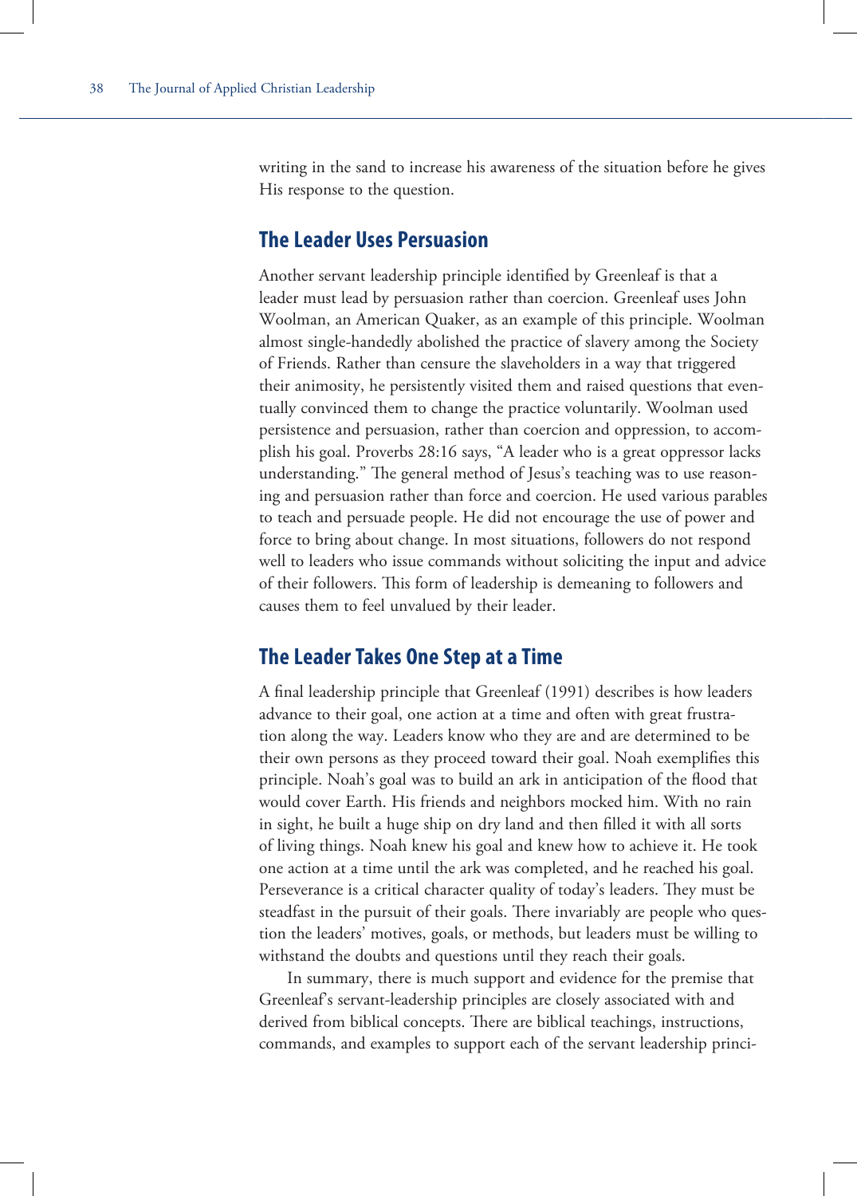writing in the sand to increase his awareness of the situation before he gives His response to the question.

## The Leader Uses Persuasion

Another servant leadership principle identified by Greenleaf is that a leader must lead by persuasion rather than coercion. Greenleaf uses John Woolman, an American Quaker, as an example of this principle. Woolman almost single-handedly abolished the practice of slavery among the Society of Friends. Rather than censure the slaveholders in a way that triggered their animosity, he persistently visited them and raised questions that eventually convinced them to change the practice voluntarily. Woolman used persistence and persuasion, rather than coercion and oppression, to accomplish his goal. Proverbs 28:16 says, "A leader who is a great oppressor lacks understanding." The general method of Jesus's teaching was to use reasoning and persuasion rather than force and coercion. He used various parables to teach and persuade people. He did not encourage the use of power and force to bring about change. In most situations, followers do not respond well to leaders who issue commands without soliciting the input and advice of their followers. This form of leadership is demeaning to followers and causes them to feel unvalued by their leader.

## The Leader Takes One Step at a Time

A final leadership principle that Greenleaf (1991) describes is how leaders advance to their goal, one action at a time and often with great frustration along the way. Leaders know who they are and are determined to be their own persons as they proceed toward their goal. Noah exemplifies this principle. Noah's goal was to build an ark in anticipation of the flood that would cover Earth. His friends and neighbors mocked him. With no rain in sight, he built a huge ship on dry land and then filled it with all sorts of living things. Noah knew his goal and knew how to achieve it. He took one action at a time until the ark was completed, and he reached his goal. Perseverance is a critical character quality of today's leaders. They must be steadfast in the pursuit of their goals. There invariably are people who question the leaders' motives, goals, or methods, but leaders must be willing to withstand the doubts and questions until they reach their goals.

In summary, there is much support and evidence for the premise that Greenleaf's servant-leadership principles are closely associated with and derived from biblical concepts. There are biblical teachings, instructions, commands, and examples to support each of the servant leadership princi-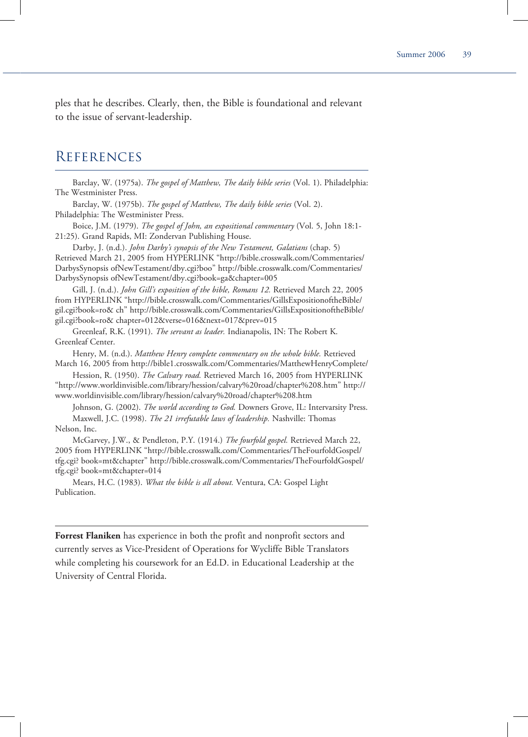ples that he describes. Clearly, then, the Bible is foundational and relevant to the issue of servant-leadership.

## References

Barclay, W. (1975a). *The gospel of Matthew, The daily bible series* (Vol. 1). Philadelphia: The Westminister Press.

Barclay, W. (1975b). *The gospel of Matthew, The daily bible series* (Vol. 2). Philadelphia: The Westminister Press.

Boice, J.M. (1979). *The gospel of John, an expositional commentary* (Vol. 5, John 18:1-21:25). Grand Rapids, MI: Zondervan Publishing House.

Darby, J. (n.d.). *John Darby's synopsis of the New Testament, Galatians* (chap. 5) Retrieved March 21, 2005 from HYPERLINK "http://bible.crosswalk.com/Commentaries/DarbysSynopsis ofNewTestament/dby.cgi?boo" http://bible.crosswalk.com/Commentaries/DarbysSynopsis ofNewTestament/dby.cgi?book=ga&chapter=005

Gill, J. (n.d.). *John Gill's exposition of the bible, Romans 12.* Retrieved March 22, 2005 from HYPERLINK "http://bible.crosswalk.com/Commentaries/GillsExpositionoftheBible/gil.cgi?book=ro& ch" http://bible.crosswalk.com/Commentaries/GillsExpositionoftheBible/gil.cgi?book=ro& chapter=012&verse=016&next=017&prev=015

Greenleaf, R.K. (1991). *The servant as leader.* Indianapolis, IN: The Robert K. Greenleaf Center.

Henry, M. (n.d.). *Matthew Henry complete commentary on the whole bible.* Retrieved March 16, 2005 from http://bible1.crosswalk.com/Commentaries/MatthewHenryComplete/

Hession, R. (1950). *The Calvary road.* Retrieved March 16, 2005 from HYPERLINK "http://www.worldinvisible.com/library/hession/calvary%20road/chapter%208.htm" http://www.worldinvisible.com/library/hession/calvary%20road/chapter%208.htm

Johnson, G. (2002). *The world according to God.* Downers Grove, IL: Intervarsity Press.

Maxwell, J.C. (1998). *The 21 irrefutable laws of leadership.* Nashville: Thomas Nelson, Inc.

McGarvey, J.W., & Pendleton, P.Y. (1914.) *The fourfold gospel.* Retrieved March 22, 2005 from HYPERLINK "http://bible.crosswalk.com/Commentaries/TheFourfoldGospel/tfg.cgi? book=mt&chapter" http://bible.crosswalk.com/Commentaries/TheFourfoldGospel/tfg.cgi? book=mt&chapter=014

Mears, H.C. (1983). *What the bible is all about.* Ventura, CA: Gospel Light Publication.

---

**Forrest Flaniken** has experience in both the profit and nonprofit sectors and currently serves as Vice-President of Operations for Wycliffe Bible Translators while completing his coursework for an Ed.D. in Educational Leadership at the University of Central Florida.